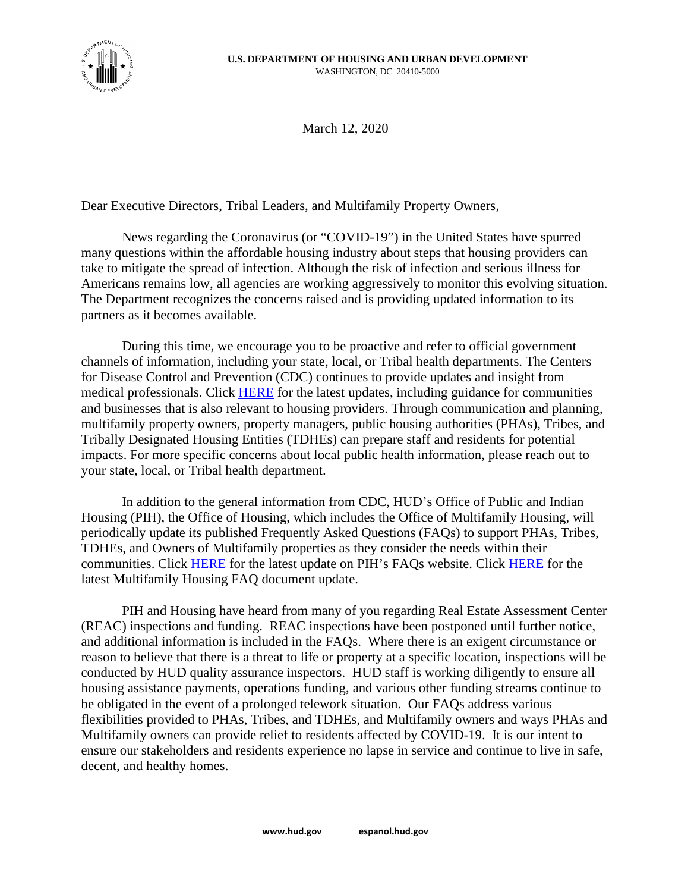**U.S. DEPARTMENT OF HOUSING AND URBAN DEVELOPMENT**
WASHINGTON, DC 20410-5000

March 12, 2020

Dear Executive Directors, Tribal Leaders, and Multifamily Property Owners,

News regarding the Coronavirus (or "COVID-19") in the United States have spurred many questions within the affordable housing industry about steps that housing providers can take to mitigate the spread of infection. Although the risk of infection and serious illness for Americans remains low, all agencies are working aggressively to monitor this evolving situation. The Department recognizes the concerns raised and is providing updated information to its partners as it becomes available.

During this time, we encourage you to be proactive and refer to official government channels of information, including your state, local, or Tribal health departments. The Centers for Disease Control and Prevention (CDC) continues to provide updates and insight from medical professionals. Click HERE for the latest updates, including guidance for communities and businesses that is also relevant to housing providers. Through communication and planning, multifamily property owners, property managers, public housing authorities (PHAs), Tribes, and Tribally Designated Housing Entities (TDHEs) can prepare staff and residents for potential impacts. For more specific concerns about local public health information, please reach out to your state, local, or Tribal health department.

In addition to the general information from CDC, HUD's Office of Public and Indian Housing (PIH), the Office of Housing, which includes the Office of Multifamily Housing, will periodically update its published Frequently Asked Questions (FAQs) to support PHAs, Tribes, TDHEs, and Owners of Multifamily properties as they consider the needs within their communities. Click HERE for the latest update on PIH's FAQs website. Click HERE for the latest Multifamily Housing FAQ document update.

PIH and Housing have heard from many of you regarding Real Estate Assessment Center (REAC) inspections and funding. REAC inspections have been postponed until further notice, and additional information is included in the FAQs. Where there is an exigent circumstance or reason to believe that there is a threat to life or property at a specific location, inspections will be conducted by HUD quality assurance inspectors. HUD staff is working diligently to ensure all housing assistance payments, operations funding, and various other funding streams continue to be obligated in the event of a prolonged telework situation. Our FAQs address various flexibilities provided to PHAs, Tribes, and TDHEs, and Multifamily owners and ways PHAs and Multifamily owners can provide relief to residents affected by COVID-19. It is our intent to ensure our stakeholders and residents experience no lapse in service and continue to live in safe, decent, and healthy homes.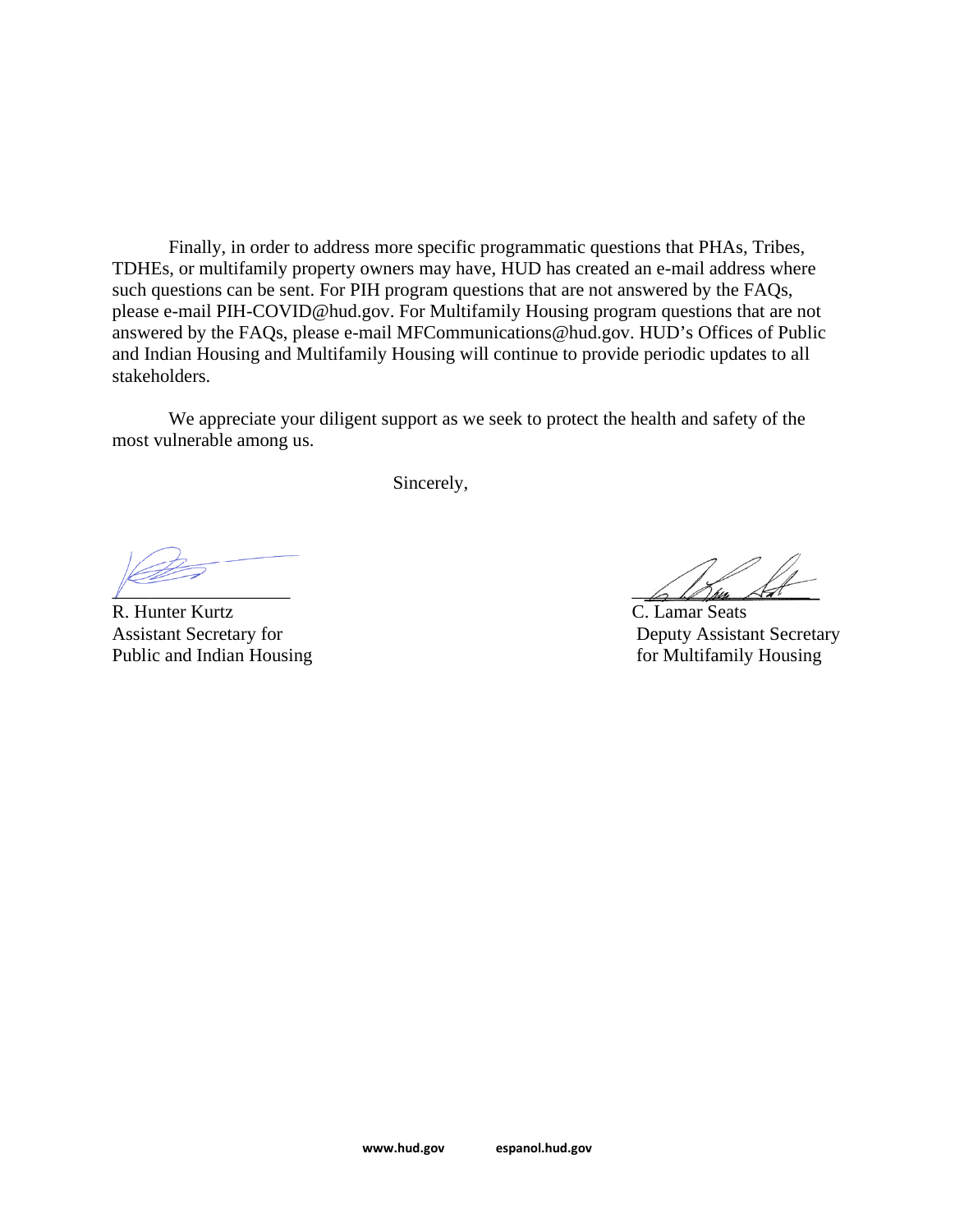Finally, in order to address more specific programmatic questions that PHAs, Tribes, TDHEs, or multifamily property owners may have, HUD has created an e-mail address where such questions can be sent. For PIH program questions that are not answered by the FAQs, please e-mail PIH-COVID@hud.gov. For Multifamily Housing program questions that are not answered by the FAQs, please e-mail MFCommunications@hud.gov. HUD's Offices of Public and Indian Housing and Multifamily Housing will continue to provide periodic updates to all stakeholders.

We appreciate your diligent support as we seek to protect the health and safety of the most vulnerable among us.

Sincerely,

R. Hunter Kurtz
Assistant Secretary for
Public and Indian Housing

C. Lamar Seats
Deputy Assistant Secretary
for Multifamily Housing